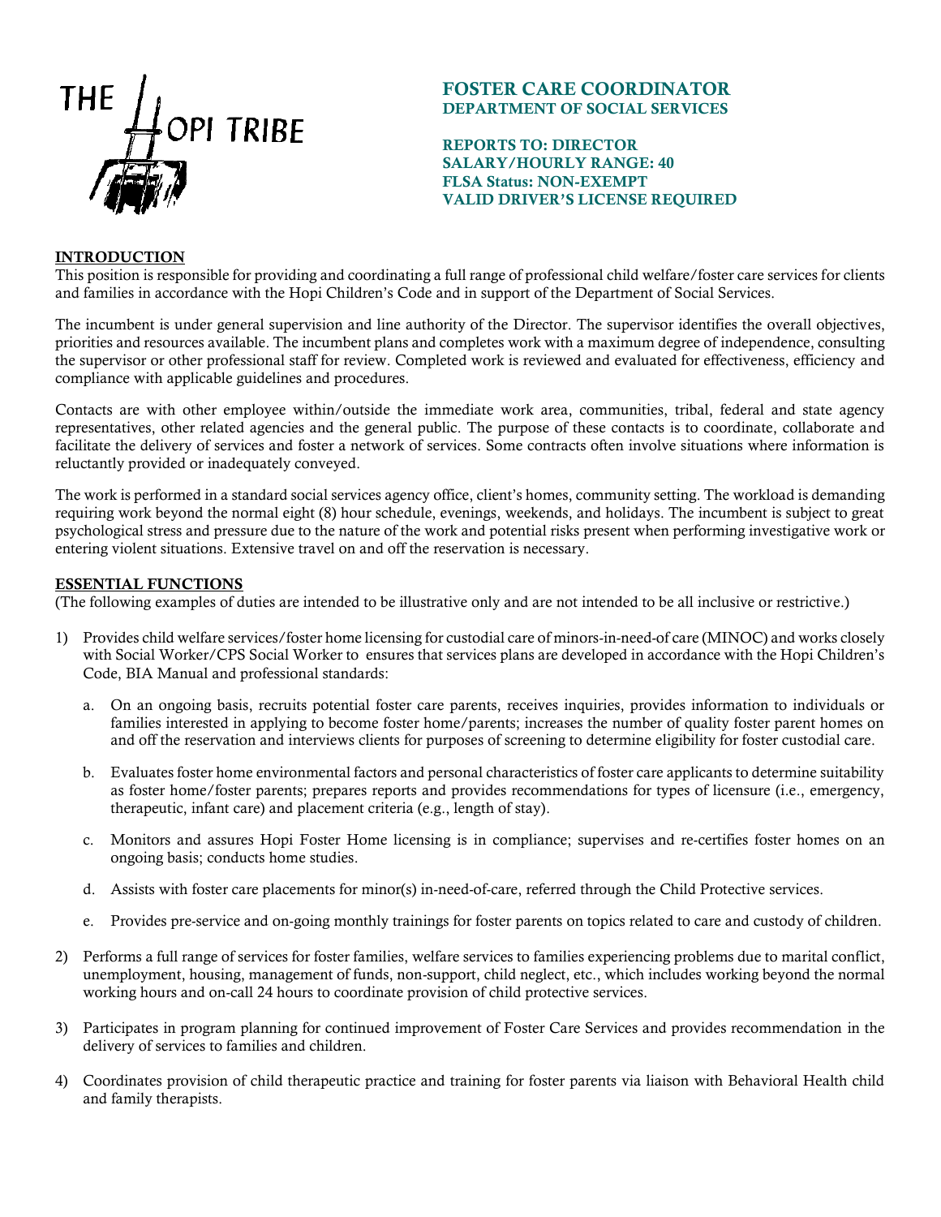THE HOPI TRIBE

# FOSTER CARE COORDINATOR
## DEPARTMENT OF SOCIAL SERVICES

**REPORTS TO: DIRECTOR**
**SALARY/HOURLY RANGE: 40**
**FLSA Status: NON-EXEMPT**
**VALID DRIVER'S LICENSE REQUIRED**

### INTRODUCTION

This position is responsible for providing and coordinating a full range of professional child welfare/foster care services for clients and families in accordance with the Hopi Children's Code and in support of the Department of Social Services.

The incumbent is under general supervision and line authority of the Director. The supervisor identifies the overall objectives, priorities and resources available. The incumbent plans and completes work with a maximum degree of independence, consulting the supervisor or other professional staff for review. Completed work is reviewed and evaluated for effectiveness, efficiency and compliance with applicable guidelines and procedures.

Contacts are with other employee within/outside the immediate work area, communities, tribal, federal and state agency representatives, other related agencies and the general public. The purpose of these contacts is to coordinate, collaborate and facilitate the delivery of services and foster a network of services. Some contracts often involve situations where information is reluctantly provided or inadequately conveyed.

The work is performed in a standard social services agency office, client's homes, community setting. The workload is demanding requiring work beyond the normal eight (8) hour schedule, evenings, weekends, and holidays. The incumbent is subject to great psychological stress and pressure due to the nature of the work and potential risks present when performing investigative work or entering violent situations. Extensive travel on and off the reservation is necessary.

### ESSENTIAL FUNCTIONS

(The following examples of duties are intended to be illustrative only and are not intended to be all inclusive or restrictive.)

1) Provides child welfare services/foster home licensing for custodial care of minors-in-need-of care (MINOC) and works closely with Social Worker/CPS Social Worker to ensures that services plans are developed in accordance with the Hopi Children's Code, BIA Manual and professional standards:

   a. On an ongoing basis, recruits potential foster care parents, receives inquiries, provides information to individuals or families interested in applying to become foster home/parents; increases the number of quality foster parent homes on and off the reservation and interviews clients for purposes of screening to determine eligibility for foster custodial care.

   b. Evaluates foster home environmental factors and personal characteristics of foster care applicants to determine suitability as foster home/foster parents; prepares reports and provides recommendations for types of licensure (i.e., emergency, therapeutic, infant care) and placement criteria (e.g., length of stay).

   c. Monitors and assures Hopi Foster Home licensing is in compliance; supervises and re-certifies foster homes on an ongoing basis; conducts home studies.

   d. Assists with foster care placements for minor(s) in-need-of-care, referred through the Child Protective services.

   e. Provides pre-service and on-going monthly trainings for foster parents on topics related to care and custody of children.

2) Performs a full range of services for foster families, welfare services to families experiencing problems due to marital conflict, unemployment, housing, management of funds, non-support, child neglect, etc., which includes working beyond the normal working hours and on-call 24 hours to coordinate provision of child protective services.

3) Participates in program planning for continued improvement of Foster Care Services and provides recommendation in the delivery of services to families and children.

4) Coordinates provision of child therapeutic practice and training for foster parents via liaison with Behavioral Health child and family therapists.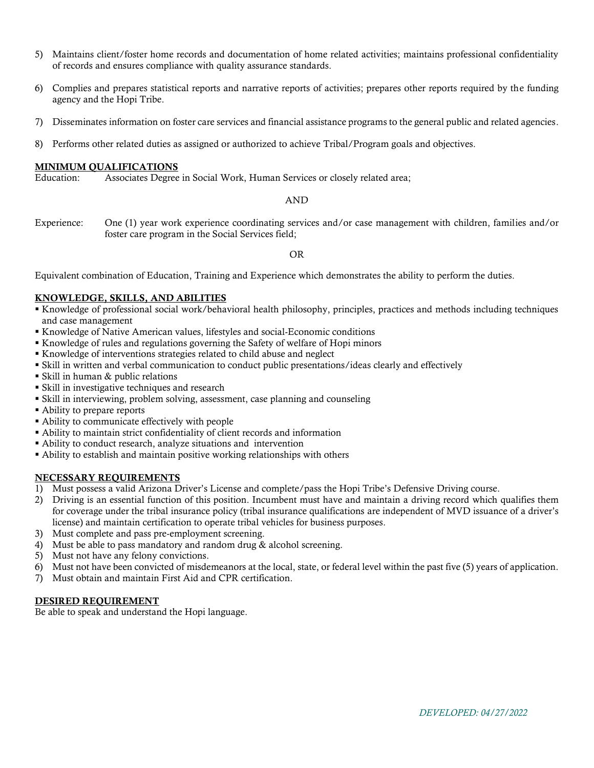5) Maintains client/foster home records and documentation of home related activities; maintains professional confidentiality of records and ensures compliance with quality assurance standards.

6) Complies and prepares statistical reports and narrative reports of activities; prepares other reports required by the funding agency and the Hopi Tribe.

7) Disseminates information on foster care services and financial assistance programs to the general public and related agencies.

8) Performs other related duties as assigned or authorized to achieve Tribal/Program goals and objectives.

## MINIMUM QUALIFICATIONS

Education: Associates Degree in Social Work, Human Services or closely related area;

AND

Experience: One (1) year work experience coordinating services and/or case management with children, families and/or foster care program in the Social Services field;

OR

Equivalent combination of Education, Training and Experience which demonstrates the ability to perform the duties.

## KNOWLEDGE, SKILLS, AND ABILITIES

- Knowledge of professional social work/behavioral health philosophy, principles, practices and methods including techniques and case management
- Knowledge of Native American values, lifestyles and social-Economic conditions
- Knowledge of rules and regulations governing the Safety of welfare of Hopi minors
- Knowledge of interventions strategies related to child abuse and neglect
- Skill in written and verbal communication to conduct public presentations/ideas clearly and effectively
- Skill in human & public relations
- Skill in investigative techniques and research
- Skill in interviewing, problem solving, assessment, case planning and counseling
- Ability to prepare reports
- Ability to communicate effectively with people
- Ability to maintain strict confidentiality of client records and information
- Ability to conduct research, analyze situations and intervention
- Ability to establish and maintain positive working relationships with others

## NECESSARY REQUIREMENTS

1) Must possess a valid Arizona Driver's License and complete/pass the Hopi Tribe's Defensive Driving course.
2) Driving is an essential function of this position. Incumbent must have and maintain a driving record which qualifies them for coverage under the tribal insurance policy (tribal insurance qualifications are independent of MVD issuance of a driver's license) and maintain certification to operate tribal vehicles for business purposes.
3) Must complete and pass pre-employment screening.
4) Must be able to pass mandatory and random drug & alcohol screening.
5) Must not have any felony convictions.
6) Must not have been convicted of misdemeanors at the local, state, or federal level within the past five (5) years of application.
7) Must obtain and maintain First Aid and CPR certification.

## DESIRED REQUIREMENT

Be able to speak and understand the Hopi language.

*DEVELOPED: 04/27/2022*